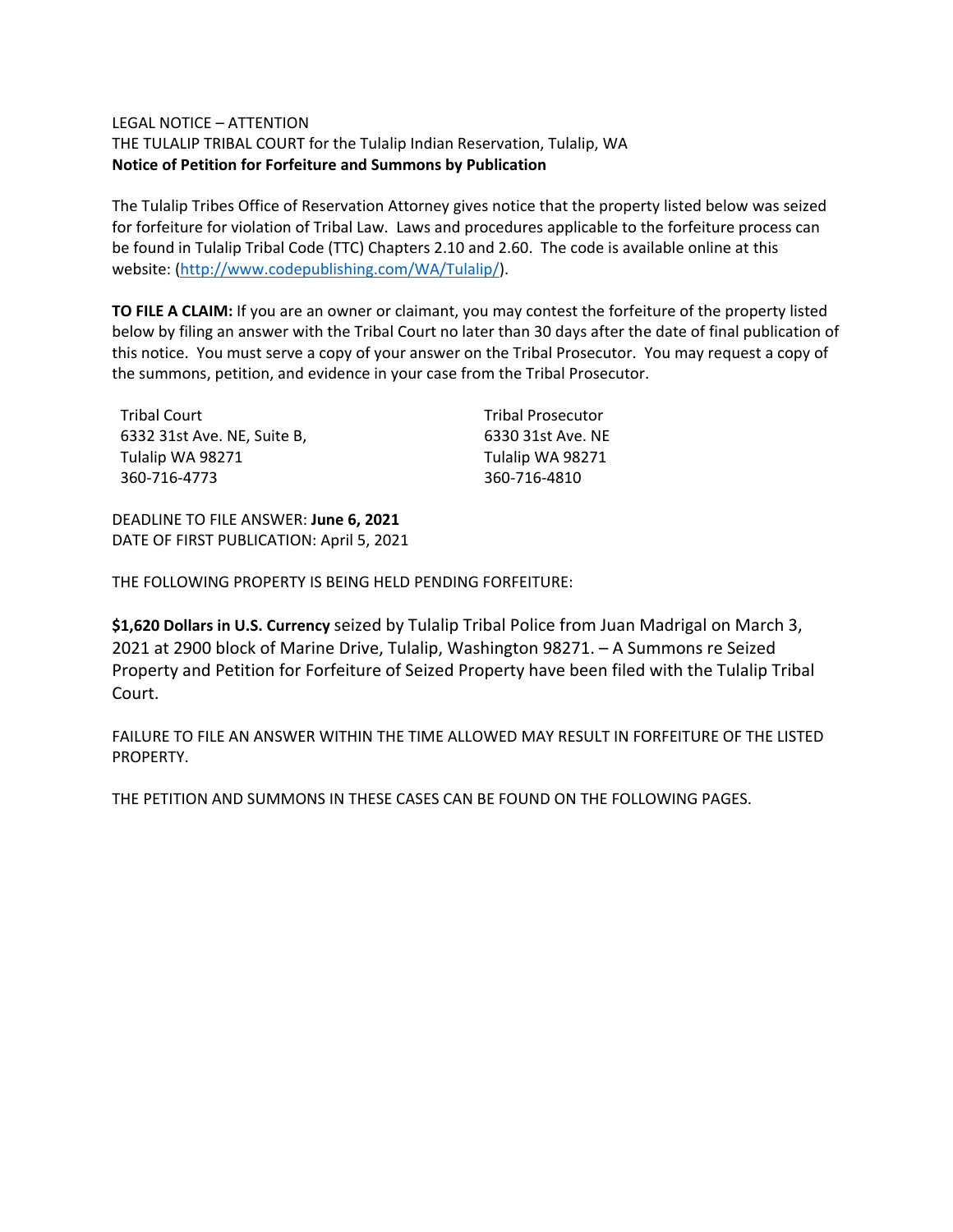LEGAL NOTICE – ATTENTION
THE TULALIP TRIBAL COURT for the Tulalip Indian Reservation, Tulalip, WA
**Notice of Petition for Forfeiture and Summons by Publication**

The Tulalip Tribes Office of Reservation Attorney gives notice that the property listed below was seized for forfeiture for violation of Tribal Law. Laws and procedures applicable to the forfeiture process can be found in Tulalip Tribal Code (TTC) Chapters 2.10 and 2.60. The code is available online at this website: (http://www.codepublishing.com/WA/Tulalip/).

**TO FILE A CLAIM:** If you are an owner or claimant, you may contest the forfeiture of the property listed below by filing an answer with the Tribal Court no later than 30 days after the date of final publication of this notice. You must serve a copy of your answer on the Tribal Prosecutor. You may request a copy of the summons, petition, and evidence in your case from the Tribal Prosecutor.

Tribal Court
6332 31st Ave. NE, Suite B,
Tulalip WA 98271
360-716-4773

Tribal Prosecutor
6330 31st Ave. NE
Tulalip WA 98271
360-716-4810

DEADLINE TO FILE ANSWER: **June 6, 2021**
DATE OF FIRST PUBLICATION: April 5, 2021

THE FOLLOWING PROPERTY IS BEING HELD PENDING FORFEITURE:

**$1,620 Dollars in U.S. Currency** seized by Tulalip Tribal Police from Juan Madrigal on March 3, 2021 at 2900 block of Marine Drive, Tulalip, Washington 98271. – A Summons re Seized Property and Petition for Forfeiture of Seized Property have been filed with the Tulalip Tribal Court.

FAILURE TO FILE AN ANSWER WITHIN THE TIME ALLOWED MAY RESULT IN FORFEITURE OF THE LISTED PROPERTY.

THE PETITION AND SUMMONS IN THESE CASES CAN BE FOUND ON THE FOLLOWING PAGES.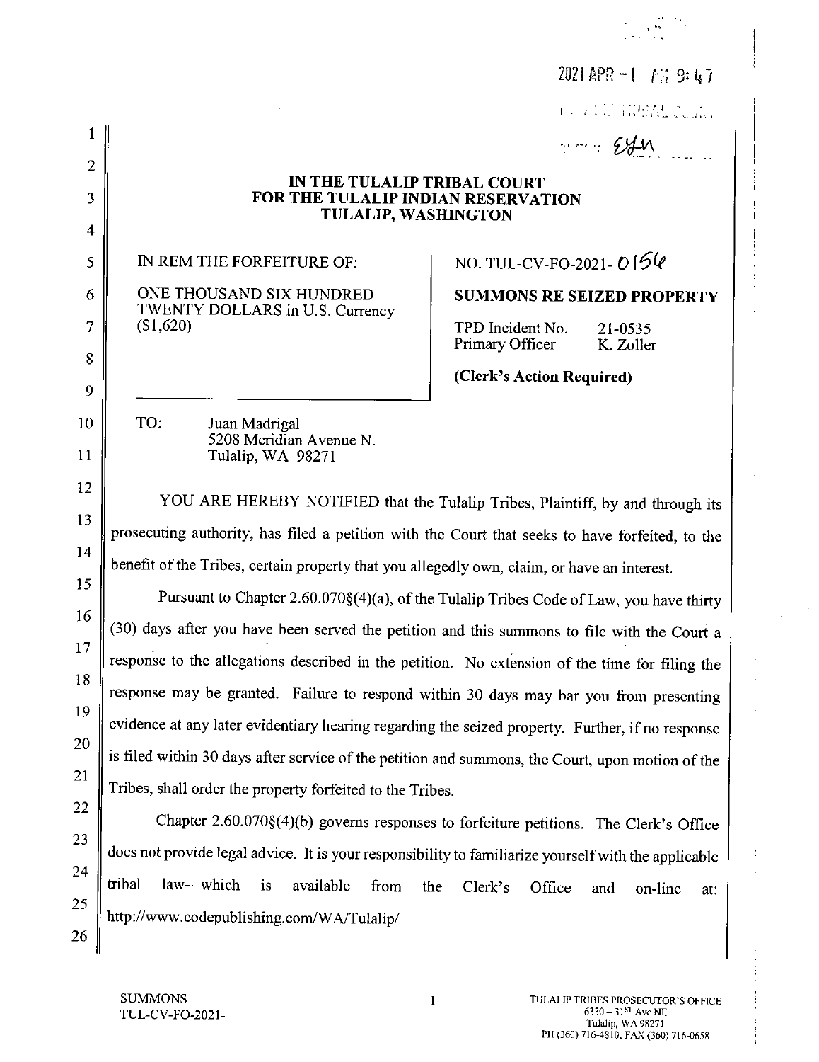2021 APR - 1 AM 9:47

TULALIP TRIBAL COURT

BY: EYN

**IN THE TULALIP TRIBAL COURT**
**FOR THE TULALIP INDIAN RESERVATION**
**TULALIP, WASHINGTON**

| IN REM THE FORFEITURE OF: | NO. TUL-CV-FO-2021- 0156 |
|---|---|
| ONE THOUSAND SIX HUNDRED TWENTY DOLLARS in U.S. Currency ($1,620) | **SUMMONS RE SEIZED PROPERTY** |
| | TPD Incident No. 21-0535<br>Primary Officer K. Zoller |
| | **(Clerk's Action Required)** |

TO: Juan Madrigal
5208 Meridian Avenue N.
Tulalip, WA 98271

YOU ARE HEREBY NOTIFIED that the Tulalip Tribes, Plaintiff, by and through its prosecuting authority, has filed a petition with the Court that seeks to have forfeited, to the benefit of the Tribes, certain property that you allegedly own, claim, or have an interest.

Pursuant to Chapter 2.60.070§(4)(a), of the Tulalip Tribes Code of Law, you have thirty (30) days after you have been served the petition and this summons to file with the Court a response to the allegations described in the petition. No extension of the time for filing the response may be granted. Failure to respond within 30 days may bar you from presenting evidence at any later evidentiary hearing regarding the seized property. Further, if no response is filed within 30 days after service of the petition and summons, the Court, upon motion of the Tribes, shall order the property forfeited to the Tribes.

Chapter 2.60.070§(4)(b) governs responses to forfeiture petitions. The Clerk's Office does not provide legal advice. It is your responsibility to familiarize yourself with the applicable tribal law—which is available from the Clerk's Office and on-line at: http://www.codepublishing.com/WA/Tulalip/

SUMMONS
TUL-CV-FO-2021-

TULALIP TRIBES PROSECUTOR'S OFFICE
6330 – 31ST Ave NE
Tulalip, WA 98271
PH (360) 716-4810; FAX (360) 716-0658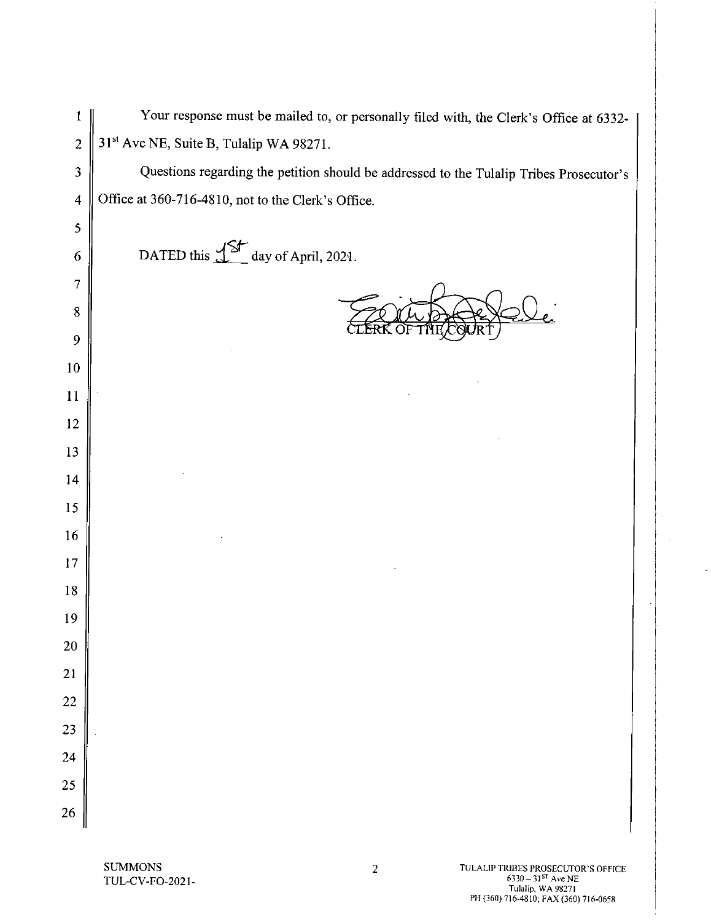Your response must be mailed to, or personally filed with, the Clerk's Office at 6332-31st Ave NE, Suite B, Tulalip WA 98271.

Questions regarding the petition should be addressed to the Tulalip Tribes Prosecutor's Office at 360-716-4810, not to the Clerk's Office.

DATED this 1st day of April, 2021.

CLERK OF THE COURT

SUMMONS
TUL-CV-FO-2021-

TULALIP TRIBES PROSECUTOR'S OFFICE
6330 – 31ST Ave NE
Tulalip, WA 98271
PH (360) 716-4810; FAX (360) 716-0658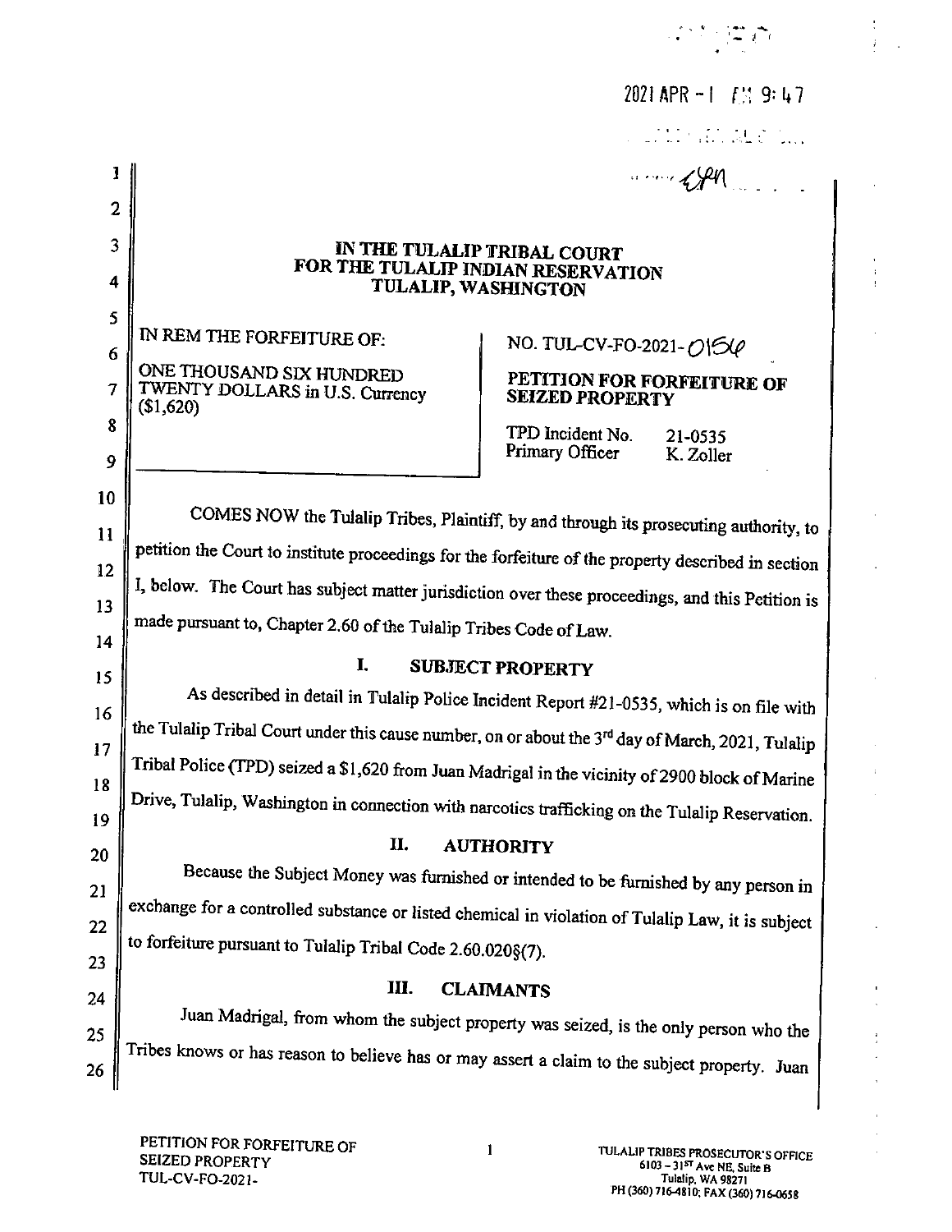2021 APR - 1 PM 9:47

IN THE TULALIP TRIBAL COURT
FOR THE TULALIP INDIAN RESERVATION
TULALIP, WASHINGTON

IN REM THE FORFEITURE OF:

ONE THOUSAND SIX HUNDRED TWENTY DOLLARS in U.S. Currency ($1,620)

NO. TUL-CV-FO-2021-0156

**PETITION FOR FORFEITURE OF SEIZED PROPERTY**

TPD Incident No. 21-0535
Primary Officer K. Zoller

COMES NOW the Tulalip Tribes, Plaintiff, by and through its prosecuting authority, to petition the Court to institute proceedings for the forfeiture of the property described in section I, below. The Court has subject matter jurisdiction over these proceedings, and this Petition is made pursuant to, Chapter 2.60 of the Tulalip Tribes Code of Law.

## I. SUBJECT PROPERTY

As described in detail in Tulalip Police Incident Report #21-0535, which is on file with the Tulalip Tribal Court under this cause number, on or about the 3rd day of March, 2021, Tulalip Tribal Police (TPD) seized a $1,620 from Juan Madrigal in the vicinity of 2900 block of Marine Drive, Tulalip, Washington in connection with narcotics trafficking on the Tulalip Reservation.

## II. AUTHORITY

Because the Subject Money was furnished or intended to be furnished by any person in exchange for a controlled substance or listed chemical in violation of Tulalip Law, it is subject to forfeiture pursuant to Tulalip Tribal Code 2.60.020§(7).

## III. CLAIMANTS

Juan Madrigal, from whom the subject property was seized, is the only person who the Tribes knows or has reason to believe has or may assert a claim to the subject property. Juan

PETITION FOR FORFEITURE OF SEIZED PROPERTY
TUL-CV-FO-2021-

TULALIP TRIBES PROSECUTOR'S OFFICE
6103 – 31ST Ave NE, Suite B
Tulalip, WA 98271
PH (360) 716-4810; FAX (360) 716-0658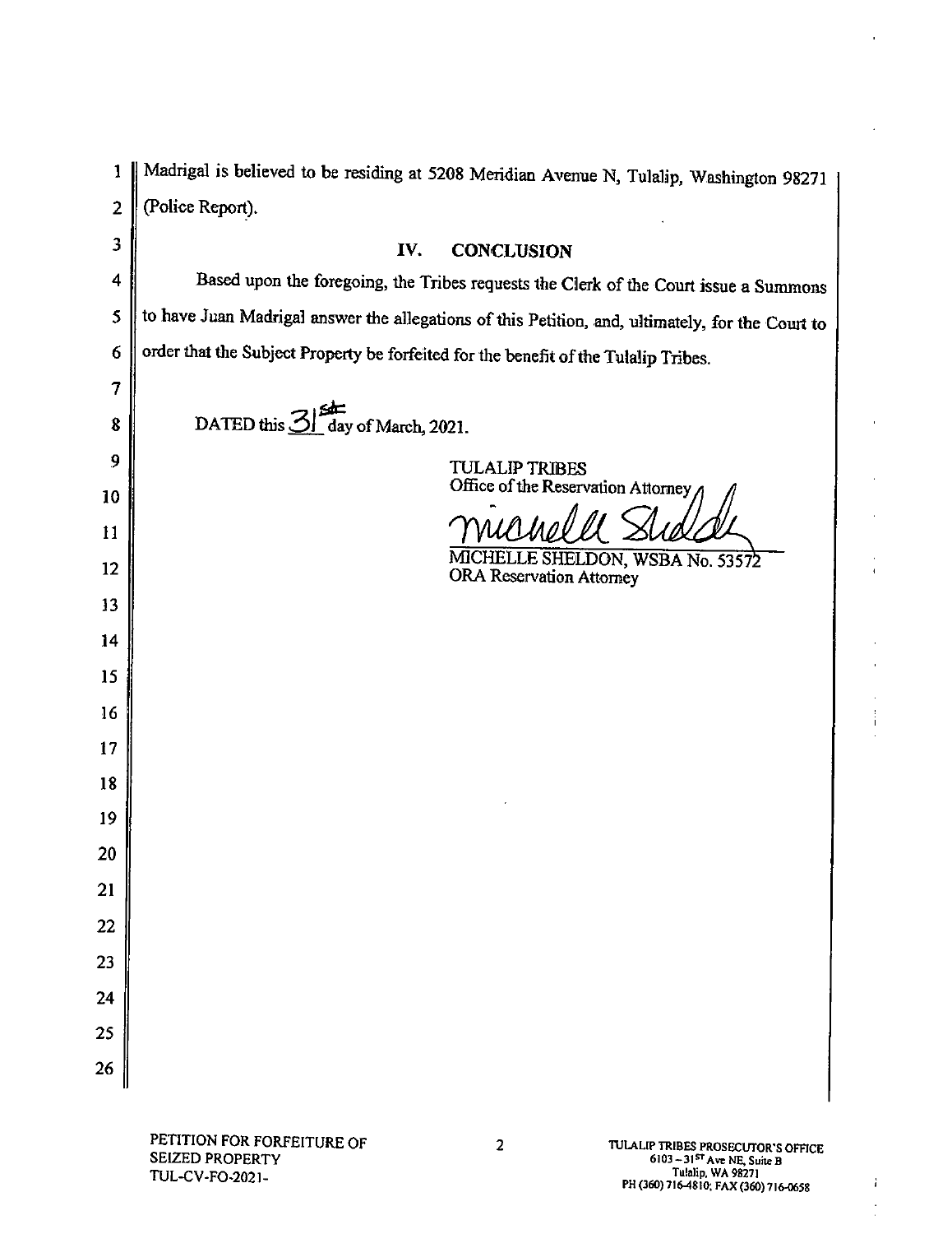Madrigal is believed to be residing at 5208 Meridian Avenue N, Tulalip, Washington 98271 (Police Report).

## IV. CONCLUSION

Based upon the foregoing, the Tribes requests the Clerk of the Court issue a Summons to have Juan Madrigal answer the allegations of this Petition, and, ultimately, for the Court to order that the Subject Property be forfeited for the benefit of the Tulalip Tribes.

DATED this 31st day of March, 2021.

TULALIP TRIBES
Office of the Reservation Attorney

MICHELLE SHELDON, WSBA No. 53572
ORA Reservation Attorney

PETITION FOR FORFEITURE OF SEIZED PROPERTY
TUL-CV-FO-2021-

TULALIP TRIBES PROSECUTOR'S OFFICE
6103 – 31ST Ave NE, Suite B
Tulalip, WA 98271
PH (360) 716-4810; FAX (360) 716-0658